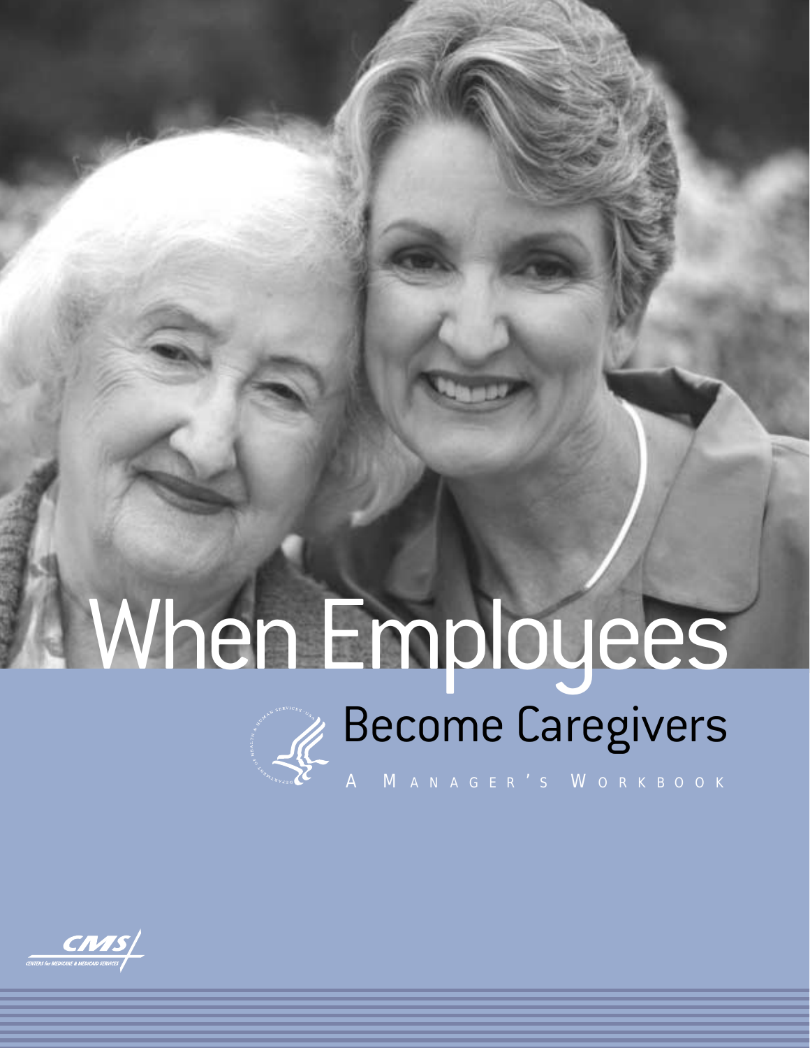# When Employees Become Caregivers

A MANAGER'S WORKBOOK

CENTERS for MEDICARE & MEDICAID SERVICES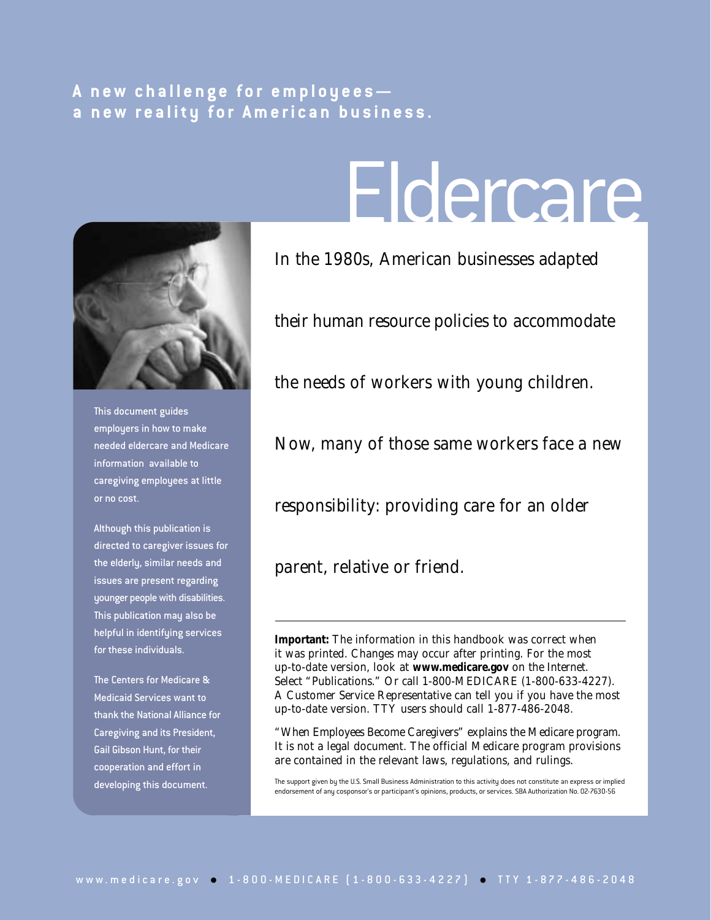**A new challenge for employees—**
**a new reality for American business.**

# Eldercare

In the 1980s, American businesses adapted their human resource policies to accommodate the needs of workers with young children. Now, many of those same workers face a new responsibility: providing care for an older parent, relative or friend.

This document guides employers in how to make needed eldercare and Medicare information available to caregiving employees at little or no cost.

Although this publication is directed to caregiver issues for the elderly, similar needs and issues are present regarding younger people with disabilities. This publication may also be helpful in identifying services for these individuals.

The Centers for Medicare & Medicaid Services want to thank the National Alliance for Caregiving and its President, Gail Gibson Hunt, for their cooperation and effort in developing this document.

---

**Important:** The information in this handbook was correct when it was printed. Changes may occur after printing. For the most up-to-date version, look at **www.medicare.gov** on the Internet. Select "Publications." Or call 1-800-MEDICARE (1-800-633-4227). A Customer Service Representative can tell you if you have the most up-to-date version. TTY users should call 1-877-486-2048.

"When Employees Become Caregivers" explains the Medicare program. It is not a legal document. The official Medicare program provisions are contained in the relevant laws, regulations, and rulings.

The support given by the U.S. Small Business Administration to this activity does not constitute an express or implied endorsement of any cosponsor's or participant's opinions, products, or services. SBA Authorization No. 02-7630-56

www.medicare.gov • 1-800-MEDICARE (1-800-633-4227) • TTY 1-877-486-2048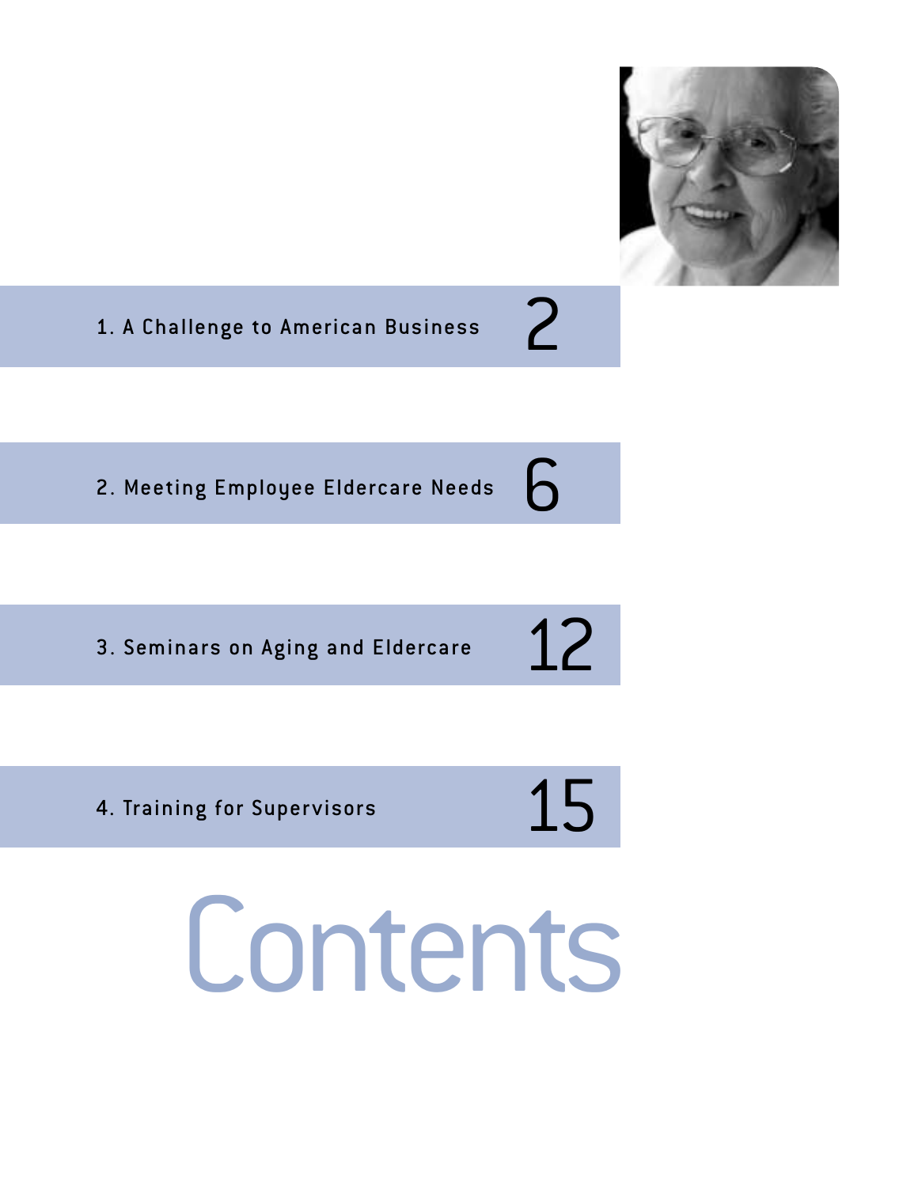# Contents

1. A Challenge to American Business — 2

2. Meeting Employee Eldercare Needs — 6

3. Seminars on Aging and Eldercare — 12

4. Training for Supervisors — 15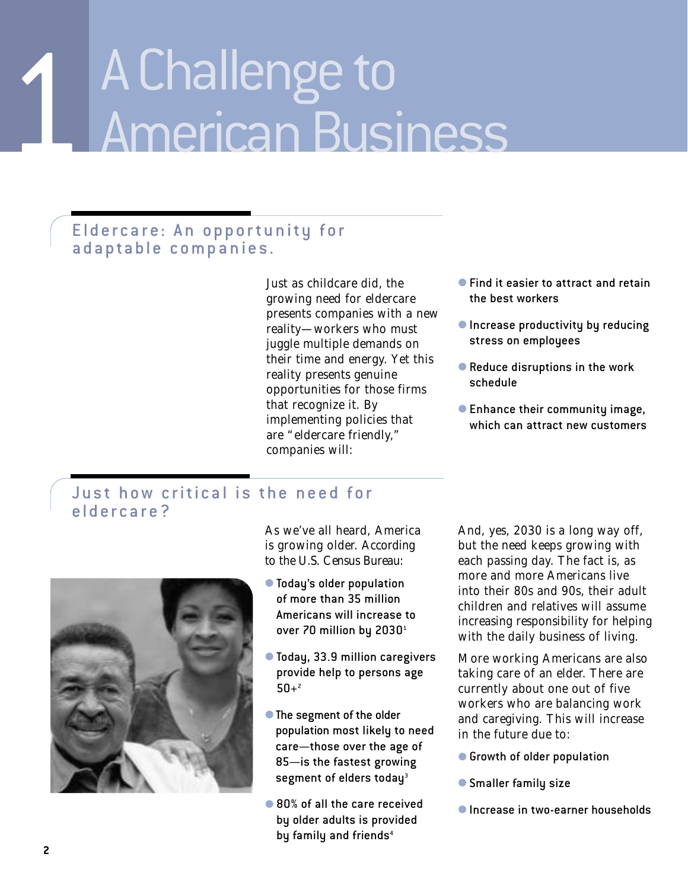# 1 A Challenge to American Business

## Eldercare: An opportunity for adaptable companies.

Just as childcare did, the growing need for eldercare presents companies with a new reality—workers who must juggle multiple demands on their time and energy. Yet this reality presents genuine opportunities for those firms that recognize it. By implementing policies that are "eldercare friendly," companies will:

- **Find it easier to attract and retain the best workers**
- **Increase productivity by reducing stress on employees**
- **Reduce disruptions in the work schedule**
- **Enhance their community image, which can attract new customers**

## Just how critical is the need for eldercare?

As we've all heard, America is growing older. According to the U.S. Census Bureau:

- **Today's older population of more than 35 million Americans will increase to over 70 million by 2030**[1]
- **Today, 33.9 million caregivers provide help to persons age 50+**[2]
- **The segment of the older population most likely to need care—those over the age of 85—is the fastest growing segment of elders today**[3]
- **80% of all the care received by older adults is provided by family and friends**[4]

And, yes, 2030 is a long way off, but the need keeps growing with each passing day. The fact is, as more and more Americans live into their 80s and 90s, their adult children and relatives will assume increasing responsibility for helping with the daily business of living.

More working Americans are also taking care of an elder. There are currently about one out of five workers who are balancing work and caregiving. This will increase in the future due to:

- **Growth of older population**
- **Smaller family size**
- **Increase in two-earner households**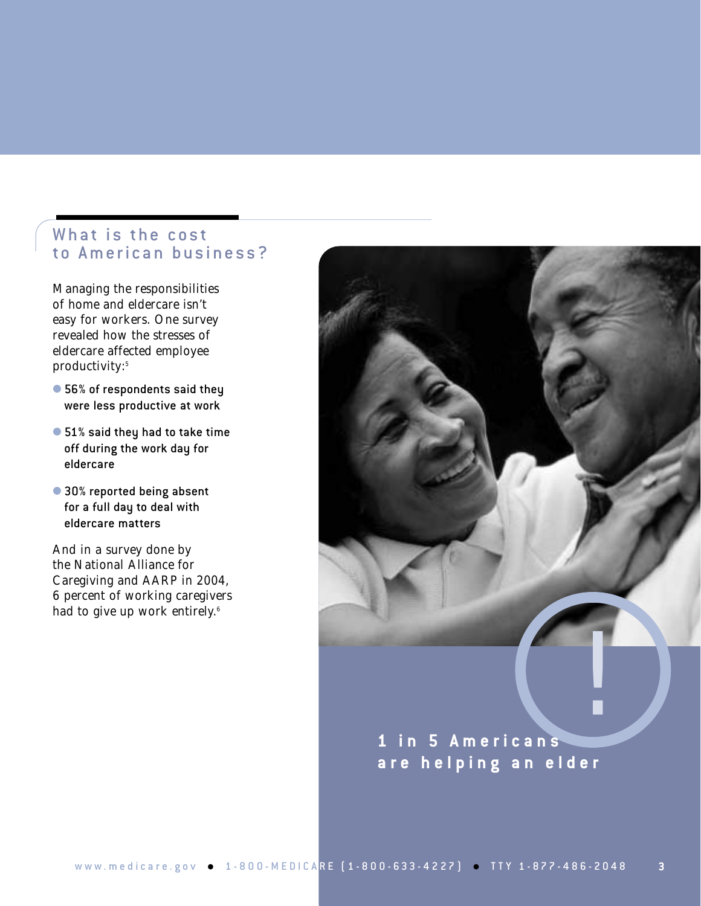## What is the cost to American business?

Managing the responsibilities of home and eldercare isn't easy for workers. One survey revealed how the stresses of eldercare affected employee productivity:[5]

- **56% of respondents said they were less productive at work**
- **51% said they had to take time off during the work day for eldercare**
- **30% reported being absent for a full day to deal with eldercare matters**

And in a survey done by the National Alliance for Caregiving and AARP in 2004, 6 percent of working caregivers had to give up work entirely.[6]

**1 in 5 Americans are helping an elder**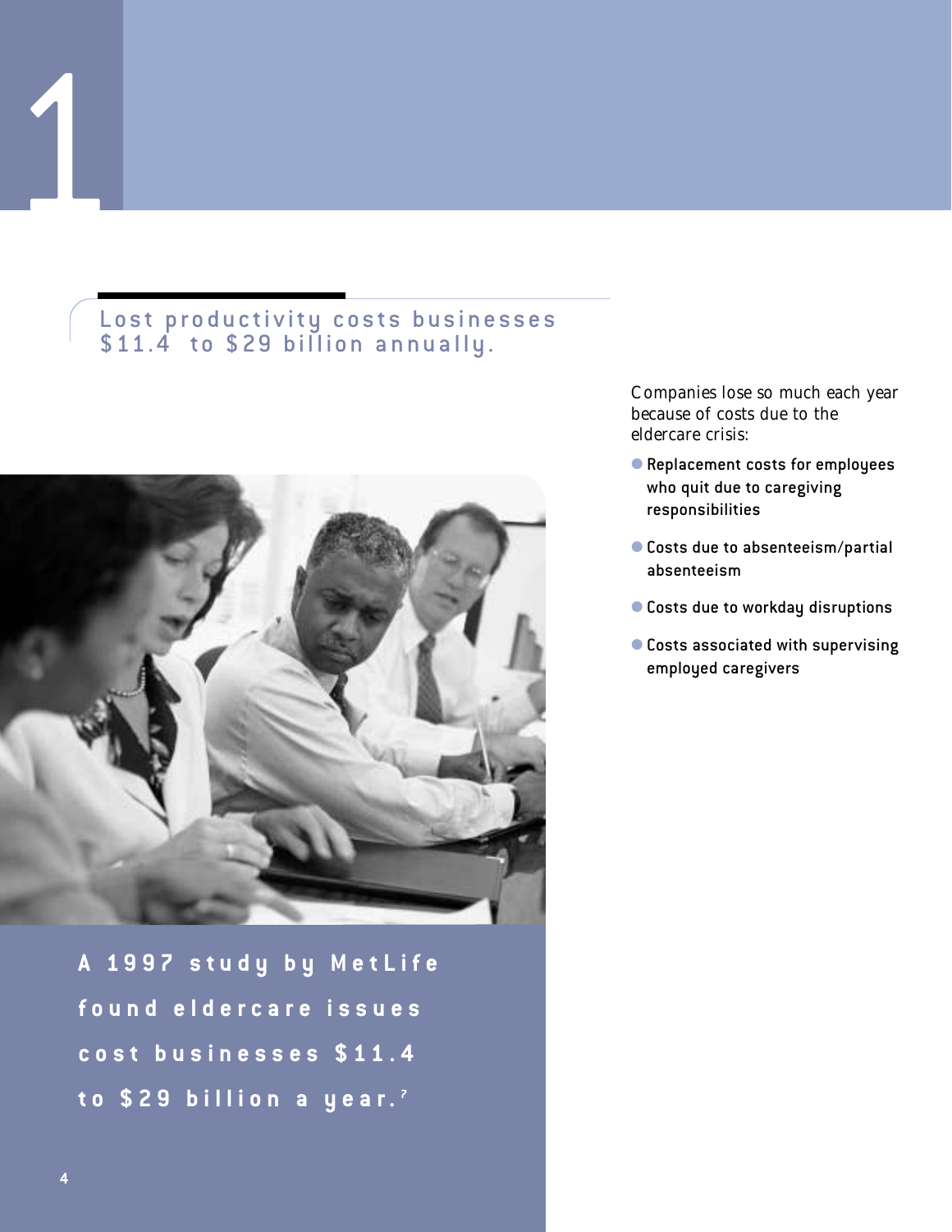# 1

## Lost productivity costs businesses $11.4 to $29 billion annually.

Companies lose so much each year because of costs due to the eldercare crisis:

- Replacement costs for employees who quit due to caregiving responsibilities
- Costs due to absenteeism/partial absenteeism
- Costs due to workday disruptions
- Costs associated with supervising employed caregivers

**A 1997 study by MetLife found eldercare issues cost businesses $11.4 to $29 billion a year.[7]**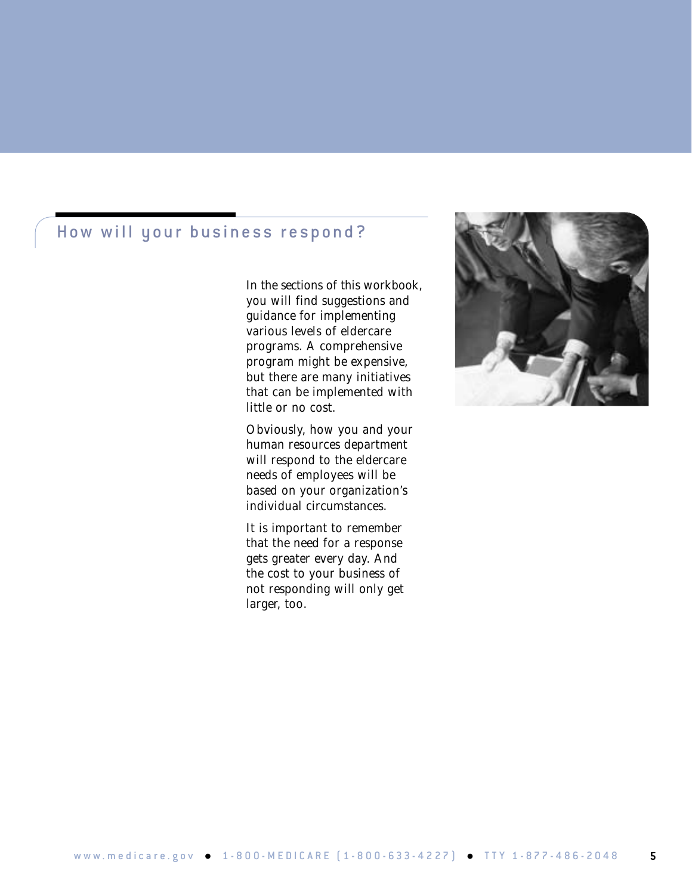## How will your business respond?

In the sections of this workbook, you will find suggestions and guidance for implementing various levels of eldercare programs. A comprehensive program might be expensive, but there are many initiatives that can be implemented with little or no cost.

Obviously, how you and your human resources department will respond to the eldercare needs of employees will be based on your organization's individual circumstances.

It is important to remember that the need for a response gets greater every day. And the cost to your business of not responding will only get larger, too.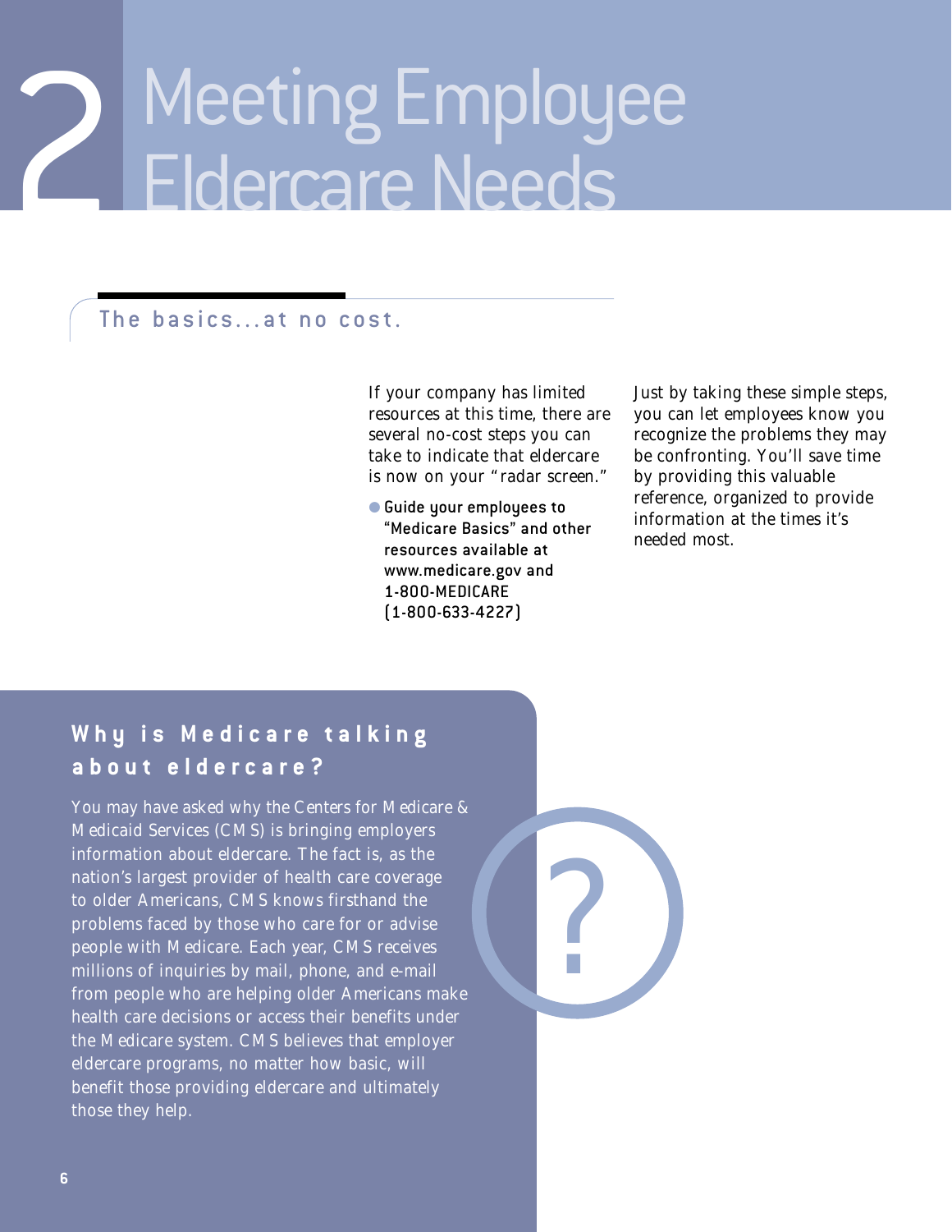# 2 Meeting Employee Eldercare Needs

## The basics...at no cost.

If your company has limited resources at this time, there are several no-cost steps you can take to indicate that eldercare is now on your "radar screen."

- **Guide your employees to "Medicare Basics" and other resources available at www.medicare.gov and 1-800-MEDICARE (1-800-633-4227)**

Just by taking these simple steps, you can let employees know you recognize the problems they may be confronting. You'll save time by providing this valuable reference, organized to provide information at the times it's needed most.

## Why is Medicare talking about eldercare?

You may have asked why the Centers for Medicare & Medicaid Services (CMS) is bringing employers information about eldercare. The fact is, as the nation's largest provider of health care coverage to older Americans, CMS knows firsthand the problems faced by those who care for or advise people with Medicare. Each year, CMS receives millions of inquiries by mail, phone, and e-mail from people who are helping older Americans make health care decisions or access their benefits under the Medicare system. CMS believes that employer eldercare programs, no matter how basic, will benefit those providing eldercare and ultimately those they help.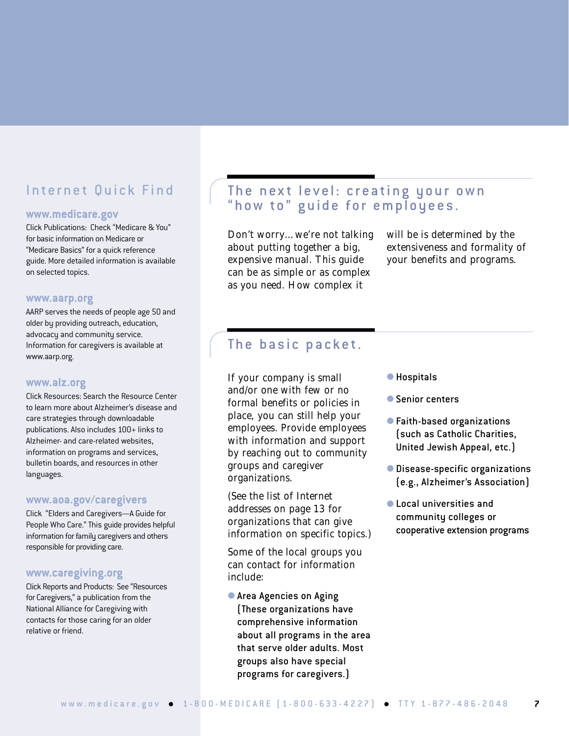## Internet Quick Find

**www.medicare.gov**
Click Publications: Check "Medicare & You" for basic information on Medicare or "Medicare Basics" for a quick reference guide. More detailed information is available on selected topics.

**www.aarp.org**
AARP serves the needs of people age 50 and older by providing outreach, education, advocacy and community service. Information for caregivers is available at www.aarp.org.

**www.alz.org**
Click Resources: Search the Resource Center to learn more about Alzheimer's disease and care strategies through downloadable publications. Also includes 100+ links to Alzheimer- and care-related websites, information on programs and services, bulletin boards, and resources in other languages.

**www.aoa.gov/caregivers**
Click "Elders and Caregivers—A Guide for People Who Care." This guide provides helpful information for family caregivers and others responsible for providing care.

**www.caregiving.org**
Click Reports and Products: See "Resources for Caregivers," a publication from the National Alliance for Caregiving with contacts for those caring for an older relative or friend.

## The next level: creating your own "how to" guide for employees.

Don't worry...we're not talking about putting together a big, expensive manual. This guide can be as simple or as complex as you need. How complex it will be is determined by the extensiveness and formality of your benefits and programs.

## The basic packet.

If your company is small and/or one with few or no formal benefits or policies in place, you can still help your employees. Provide employees with information and support by reaching out to community groups and caregiver organizations.

(See the list of Internet addresses on page 13 for organizations that can give information on specific topics.)

Some of the local groups you can contact for information include:

- Area Agencies on Aging (These organizations have comprehensive information about all programs in the area that serve older adults. Most groups also have special programs for caregivers.)
- Hospitals
- Senior centers
- Faith-based organizations (such as Catholic Charities, United Jewish Appeal, etc.)
- Disease-specific organizations (e.g., Alzheimer's Association)
- Local universities and community colleges or cooperative extension programs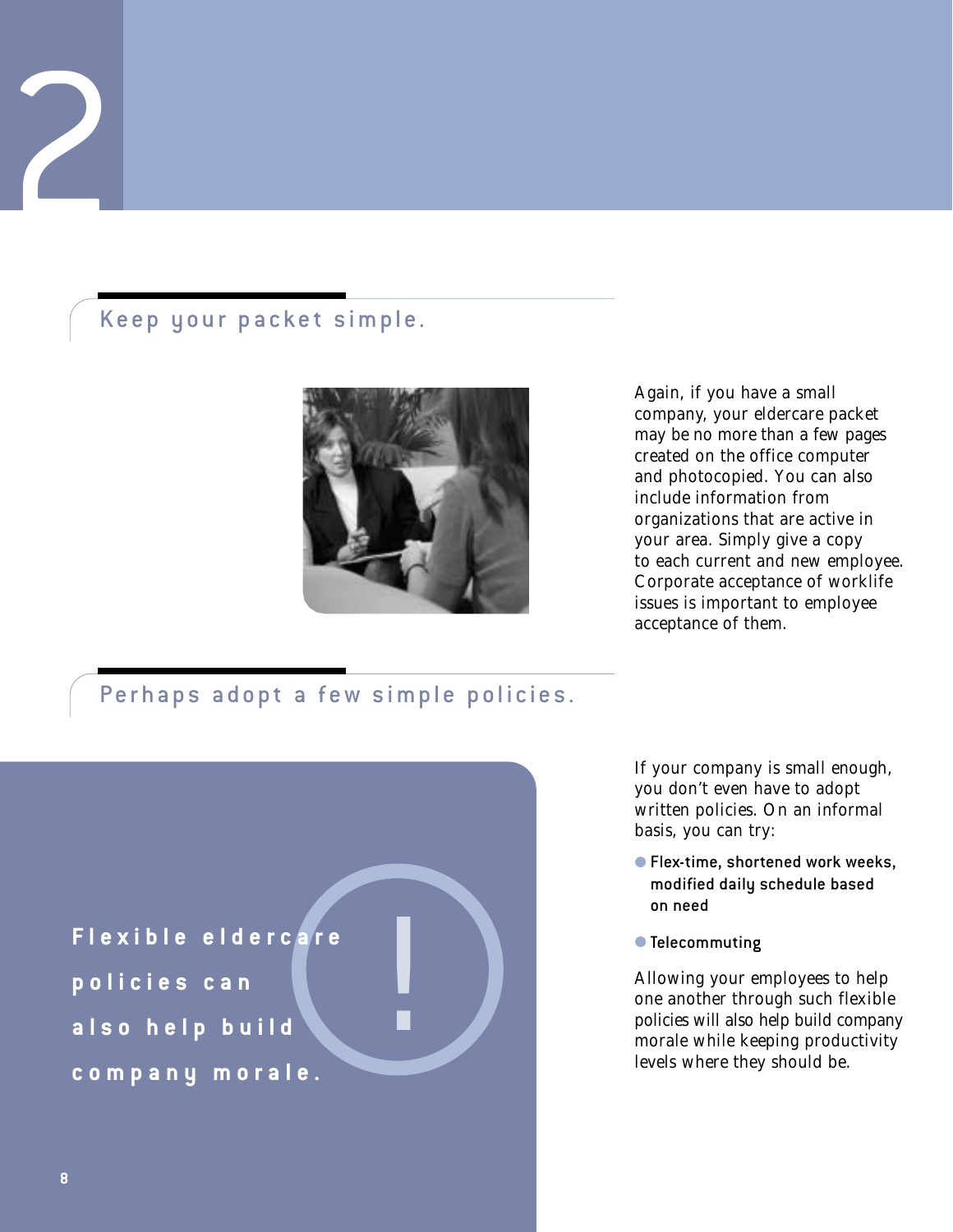## Keep your packet simple.

Again, if you have a small company, your eldercare packet may be no more than a few pages created on the office computer and photocopied. You can also include information from organizations that are active in your area. Simply give a copy to each current and new employee. Corporate acceptance of worklife issues is important to employee acceptance of them.

## Perhaps adopt a few simple policies.

**Flexible eldercare policies can also help build company morale.**

If your company is small enough, you don't even have to adopt written policies. On an informal basis, you can try:

- Flex-time, shortened work weeks, modified daily schedule based on need
- Telecommuting

Allowing your employees to help one another through such flexible policies will also help build company morale while keeping productivity levels where they should be.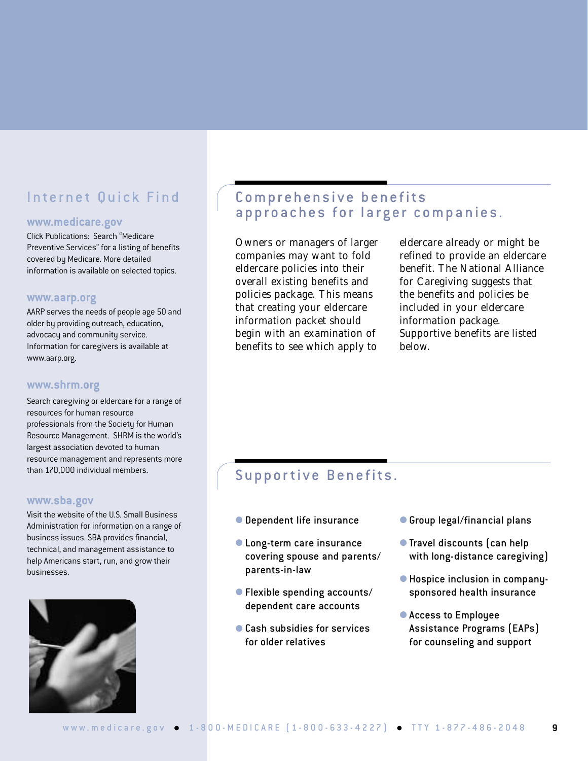## Internet Quick Find

**www.medicare.gov**

Click Publications: Search "Medicare Preventive Services" for a listing of benefits covered by Medicare. More detailed information is available on selected topics.

**www.aarp.org**

AARP serves the needs of people age 50 and older by providing outreach, education, advocacy and community service. Information for caregivers is available at www.aarp.org.

**www.shrm.org**

Search caregiving or eldercare for a range of resources for human resource professionals from the Society for Human Resource Management. SHRM is the world's largest association devoted to human resource management and represents more than 170,000 individual members.

**www.sba.gov**

Visit the website of the U.S. Small Business Administration for information on a range of business issues. SBA provides financial, technical, and management assistance to help Americans start, run, and grow their businesses.

## Comprehensive benefits approaches for larger companies.

Owners or managers of larger companies may want to fold eldercare policies into their overall existing benefits and policies package. This means that creating your eldercare information packet should begin with an examination of benefits to see which apply to eldercare already or might be refined to provide an eldercare benefit. The National Alliance for Caregiving suggests that the benefits and policies be included in your eldercare information package. Supportive benefits are listed below.

## Supportive Benefits.

- Dependent life insurance
- Long-term care insurance covering spouse and parents/ parents-in-law
- Flexible spending accounts/ dependent care accounts
- Cash subsidies for services for older relatives
- Group legal/financial plans
- Travel discounts (can help with long-distance caregiving)
- Hospice inclusion in company-sponsored health insurance
- Access to Employee Assistance Programs (EAPs) for counseling and support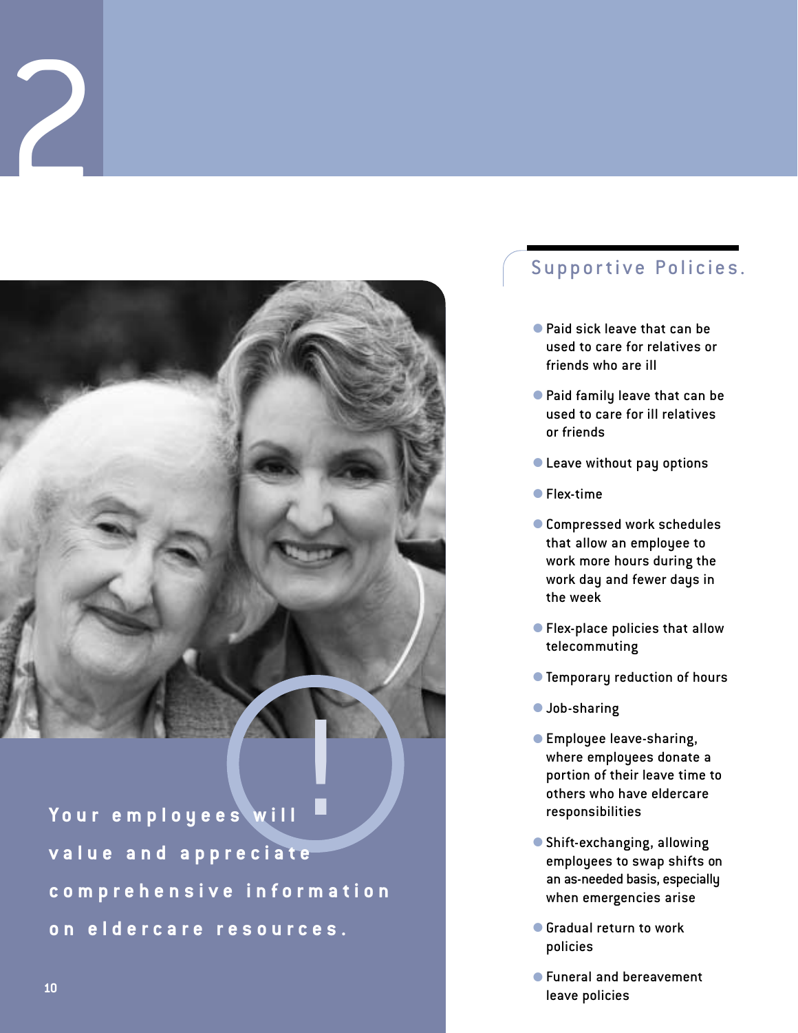## Supportive Policies.

- Paid sick leave that can be used to care for relatives or friends who are ill
- Paid family leave that can be used to care for ill relatives or friends
- Leave without pay options
- Flex-time
- Compressed work schedules that allow an employee to work more hours during the work day and fewer days in the week
- Flex-place policies that allow telecommuting
- Temporary reduction of hours
- Job-sharing
- Employee leave-sharing, where employees donate a portion of their leave time to others who have eldercare responsibilities
- Shift-exchanging, allowing employees to swap shifts on an as-needed basis, especially when emergencies arise
- Gradual return to work policies
- Funeral and bereavement leave policies

**Your employees will value and appreciate comprehensive information on eldercare resources.**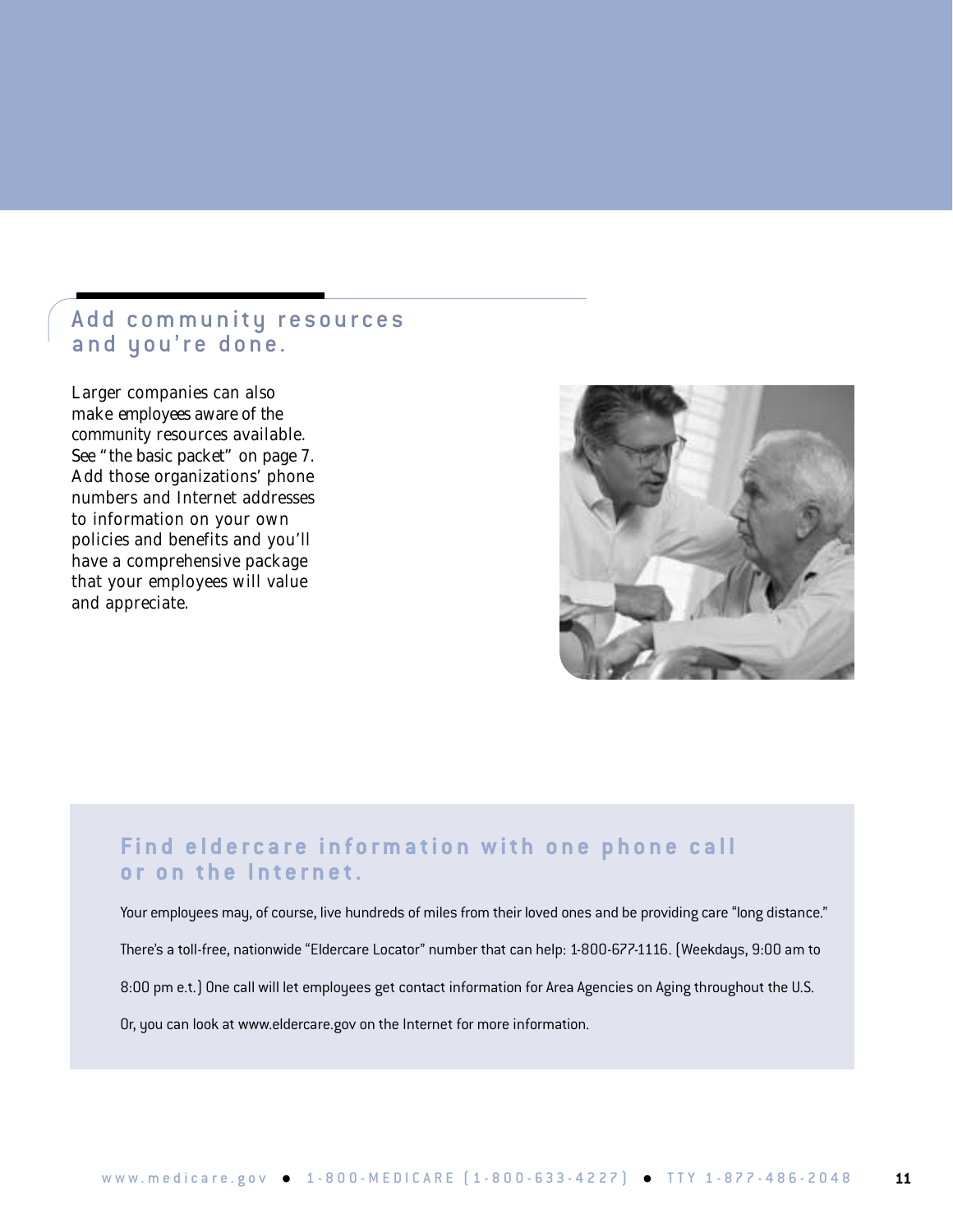## Add community resources and you're done.

Larger companies can also make employees aware of the community resources available. See "the basic packet" on page 7. Add those organizations' phone numbers and Internet addresses to information on your own policies and benefits and you'll have a comprehensive package that your employees will value and appreciate.

### Find eldercare information with one phone call or on the Internet.

Your employees may, of course, live hundreds of miles from their loved ones and be providing care "long distance." There's a toll-free, nationwide "Eldercare Locator" number that can help: 1-800-677-1116. (Weekdays, 9:00 am to 8:00 pm e.t.) One call will let employees get contact information for Area Agencies on Aging throughout the U.S. Or, you can look at www.eldercare.gov on the Internet for more information.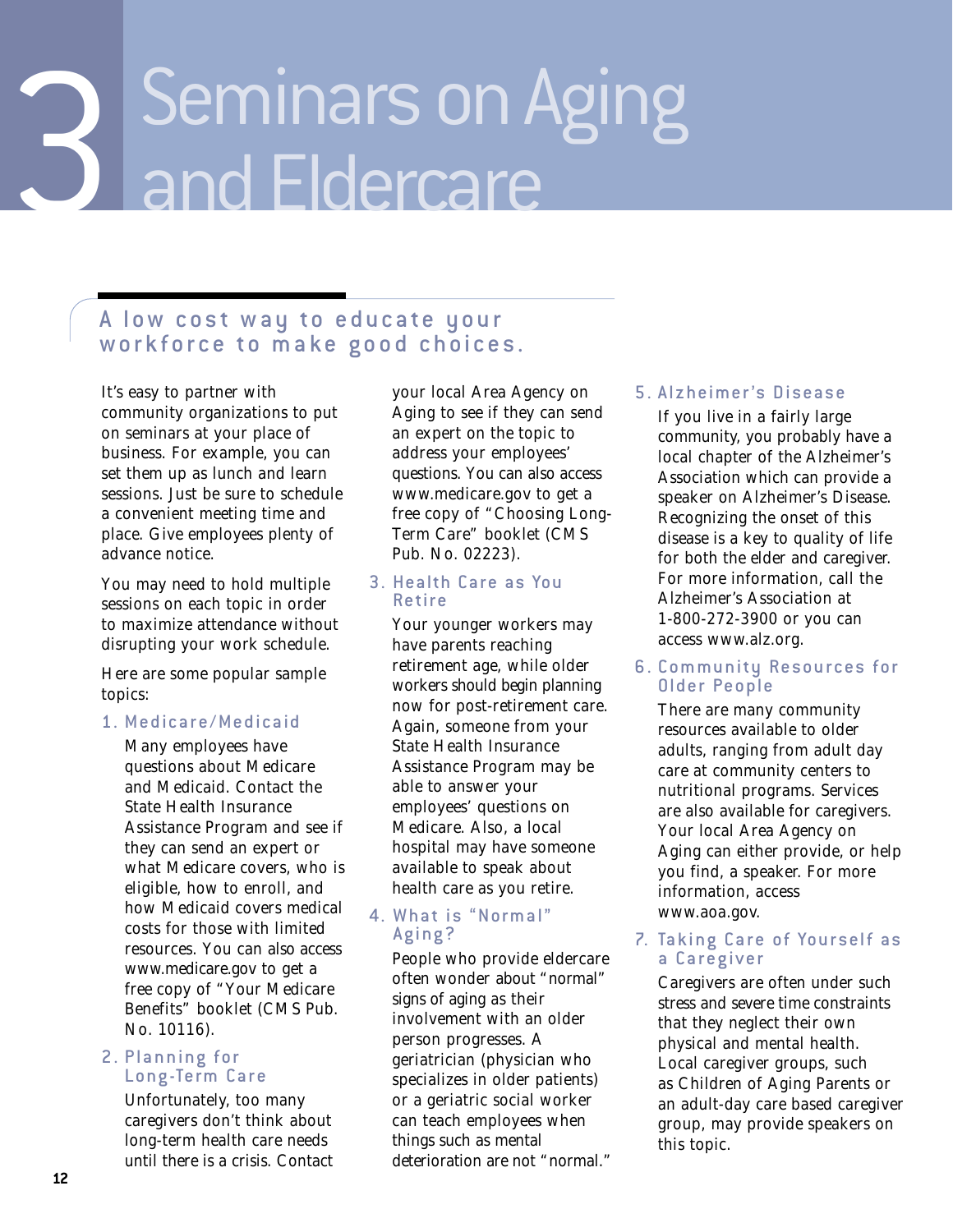# 3 Seminars on Aging and Eldercare

## A low cost way to educate your workforce to make good choices.

It's easy to partner with community organizations to put on seminars at your place of business. For example, you can set them up as lunch and learn sessions. Just be sure to schedule a convenient meeting time and place. Give employees plenty of advance notice.

You may need to hold multiple sessions on each topic in order to maximize attendance without disrupting your work schedule.

Here are some popular sample topics:

### 1. Medicare/Medicaid

Many employees have questions about Medicare and Medicaid. Contact the State Health Insurance Assistance Program and see if they can send an expert on what Medicare covers, who is eligible, how to enroll, and how Medicaid covers medical costs for those with limited resources. You can also access www.medicare.gov to get a free copy of "Your Medicare Benefits" booklet (CMS Pub. No. 10116).

### 2. Planning for Long-Term Care

Unfortunately, too many caregivers don't think about long-term health care needs until there is a crisis. Contact your local Area Agency on Aging to see if they can send an expert on the topic to address your employees' questions. You can also access www.medicare.gov to get a free copy of "Choosing Long-Term Care" booklet (CMS Pub. No. 02223).

### 3. Health Care as You Retire

Your younger workers may have parents reaching retirement age, while older workers should begin planning now for post-retirement care. Again, someone from your State Health Insurance Assistance Program may be able to answer your employees' questions on Medicare. Also, a local hospital may have someone available to speak about health care as you retire.

### 4. What is "Normal" Aging?

People who provide eldercare often wonder about "normal" signs of aging as their involvement with an older person progresses. A geriatrician (physician who specializes in older patients) or a geriatric social worker can teach employees when things such as mental deterioration are not "normal."

### 5. Alzheimer's Disease

If you live in a fairly large community, you probably have a local chapter of the Alzheimer's Association which can provide a speaker on Alzheimer's Disease. Recognizing the onset of this disease is a key to quality of life for both the elder and caregiver. For more information, call the Alzheimer's Association at 1-800-272-3900 or you can access www.alz.org.

### 6. Community Resources for Older People

There are many community resources available to older adults, ranging from adult day care at community centers to nutritional programs. Services are also available for caregivers. Your local Area Agency on Aging can either provide, or help you find, a speaker. For more information, access www.aoa.gov.

### 7. Taking Care of Yourself as a Caregiver

Caregivers are often under such stress and severe time constraints that they neglect their own physical and mental health. Local caregiver groups, such as Children of Aging Parents or an adult-day care based caregiver group, may provide speakers on this topic.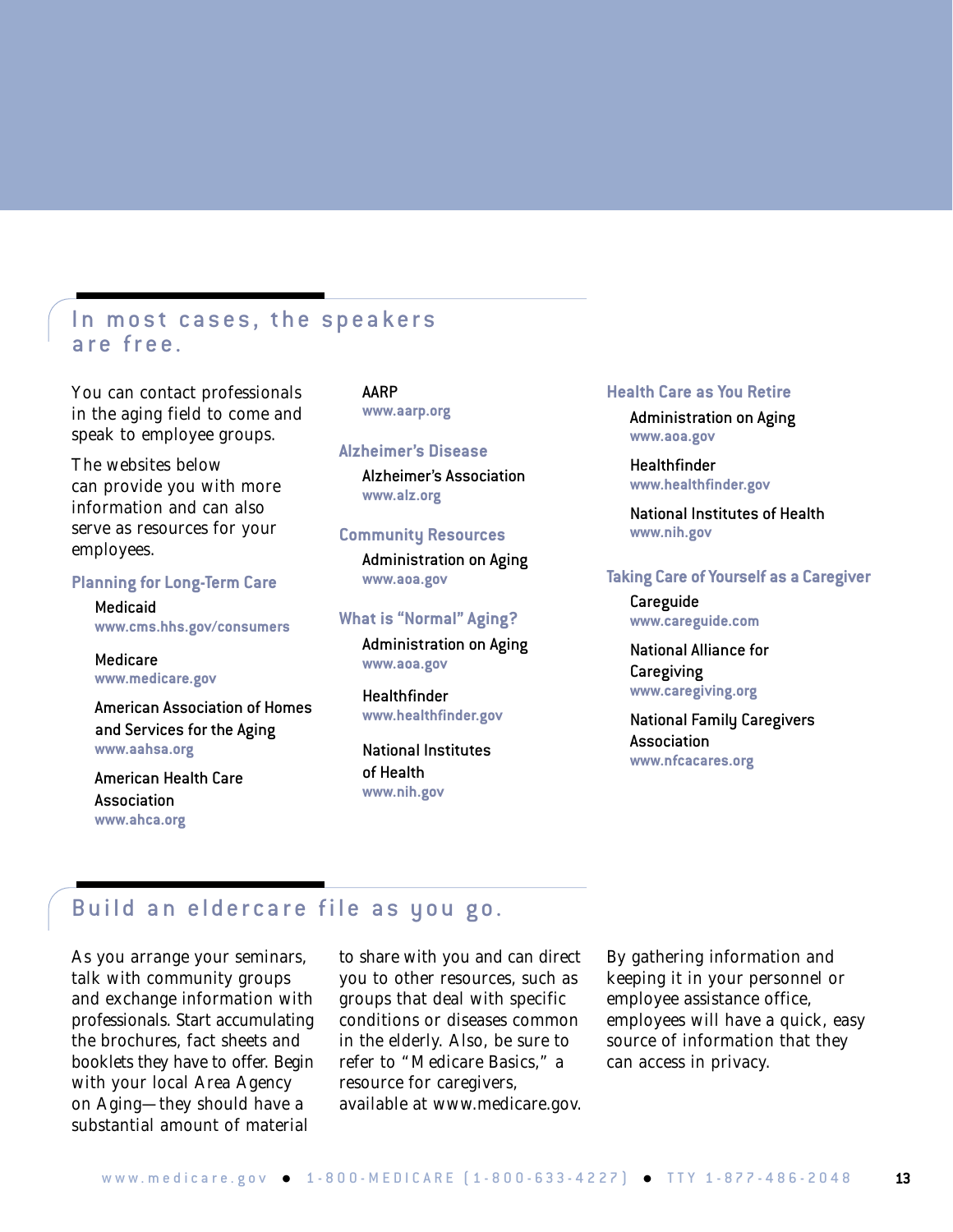## In most cases, the speakers are free.

You can contact professionals in the aging field to come and speak to employee groups.

The websites below can provide you with more information and can also serve as resources for your employees.

### Planning for Long-Term Care

Medicaid
www.cms.hhs.gov/consumers

Medicare
www.medicare.gov

American Association of Homes and Services for the Aging
www.aahsa.org

American Health Care Association
www.ahca.org

AARP
www.aarp.org

### Alzheimer's Disease

Alzheimer's Association
www.alz.org

### Community Resources

Administration on Aging
www.aoa.gov

### What is "Normal" Aging?

Administration on Aging
www.aoa.gov

Healthfinder
www.healthfinder.gov

National Institutes of Health
www.nih.gov

### Health Care as You Retire

Administration on Aging
www.aoa.gov

Healthfinder
www.healthfinder.gov

National Institutes of Health
www.nih.gov

### Taking Care of Yourself as a Caregiver

Careguide
www.careguide.com

National Alliance for Caregiving
www.caregiving.org

National Family Caregivers Association
www.nfcacares.org

## Build an eldercare file as you go.

As you arrange your seminars, talk with community groups and exchange information with professionals. Start accumulating the brochures, fact sheets and booklets they have to offer. Begin with your local Area Agency on Aging—they should have a substantial amount of material to share with you and can direct you to other resources, such as groups that deal with specific conditions or diseases common in the elderly. Also, be sure to refer to "Medicare Basics," a resource for caregivers, available at www.medicare.gov.

By gathering information and keeping it in your personnel or employee assistance office, employees will have a quick, easy source of information that they can access in privacy.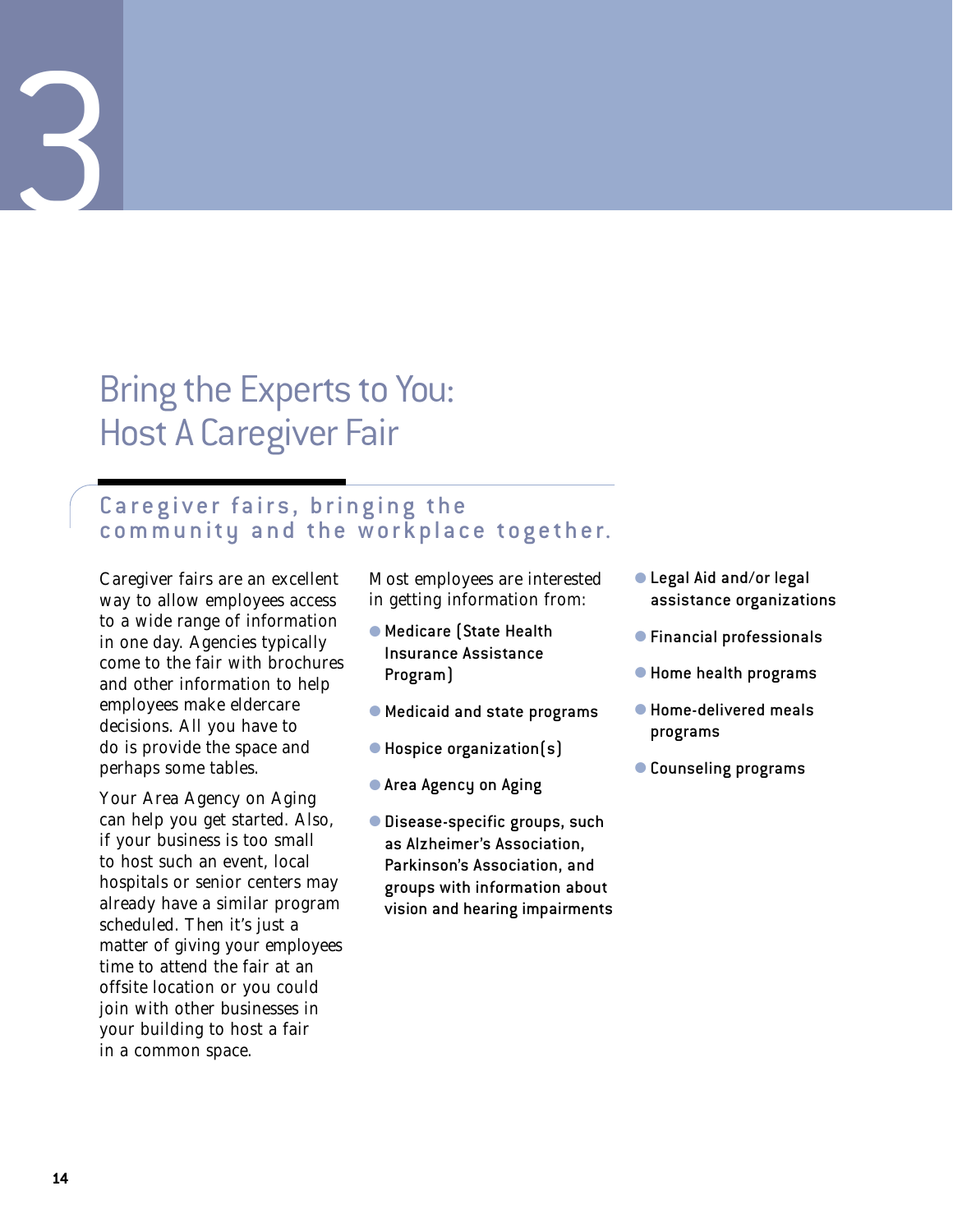# 3

# Bring the Experts to You: Host A Caregiver Fair

## Caregiver fairs, bringing the community and the workplace together.

Caregiver fairs are an excellent way to allow employees access to a wide range of information in one day. Agencies typically come to the fair with brochures and other information to help employees make eldercare decisions. All you have to do is provide the space and perhaps some tables.

Your Area Agency on Aging can help you get started. Also, if your business is too small to host such an event, local hospitals or senior centers may already have a similar program scheduled. Then it's just a matter of giving your employees time to attend the fair at an offsite location or you could join with other businesses in your building to host a fair in a common space.

Most employees are interested in getting information from:

- Medicare (State Health Insurance Assistance Program)
- Medicaid and state programs
- Hospice organization(s)
- Area Agency on Aging
- Disease-specific groups, such as Alzheimer's Association, Parkinson's Association, and groups with information about vision and hearing impairments
- Legal Aid and/or legal assistance organizations
- Financial professionals
- Home health programs
- Home-delivered meals programs
- Counseling programs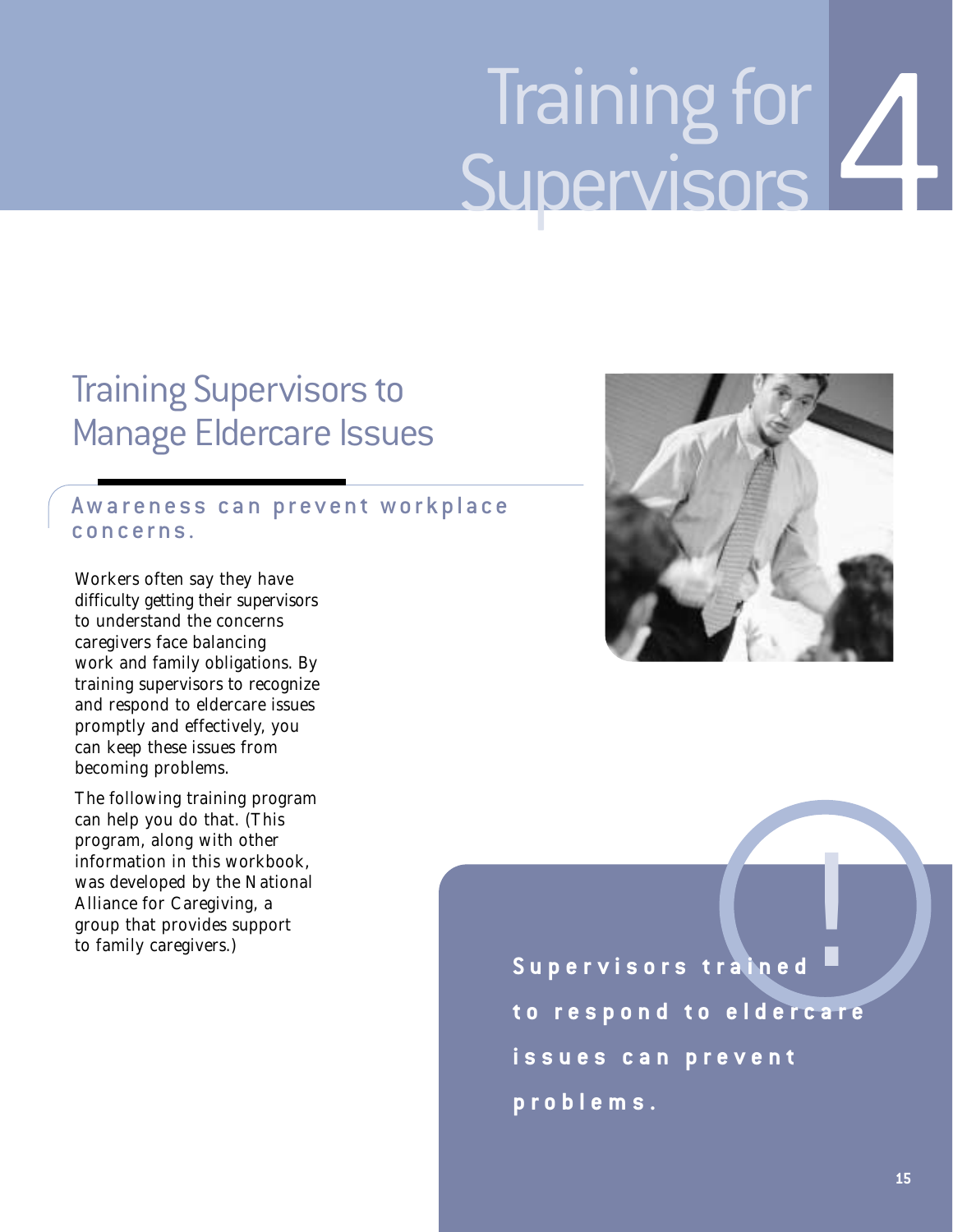# Training for Supervisors 4

## Training Supervisors to Manage Eldercare Issues

### Awareness can prevent workplace concerns.

Workers often say they have difficulty getting their supervisors to understand the concerns caregivers face balancing work and family obligations. By training supervisors to recognize and respond to eldercare issues promptly and effectively, you can keep these issues from becoming problems.

The following training program can help you do that. (This program, along with other information in this workbook, was developed by the National Alliance for Caregiving, a group that provides support to family caregivers.)

**Supervisors trained to respond to eldercare issues can prevent problems.**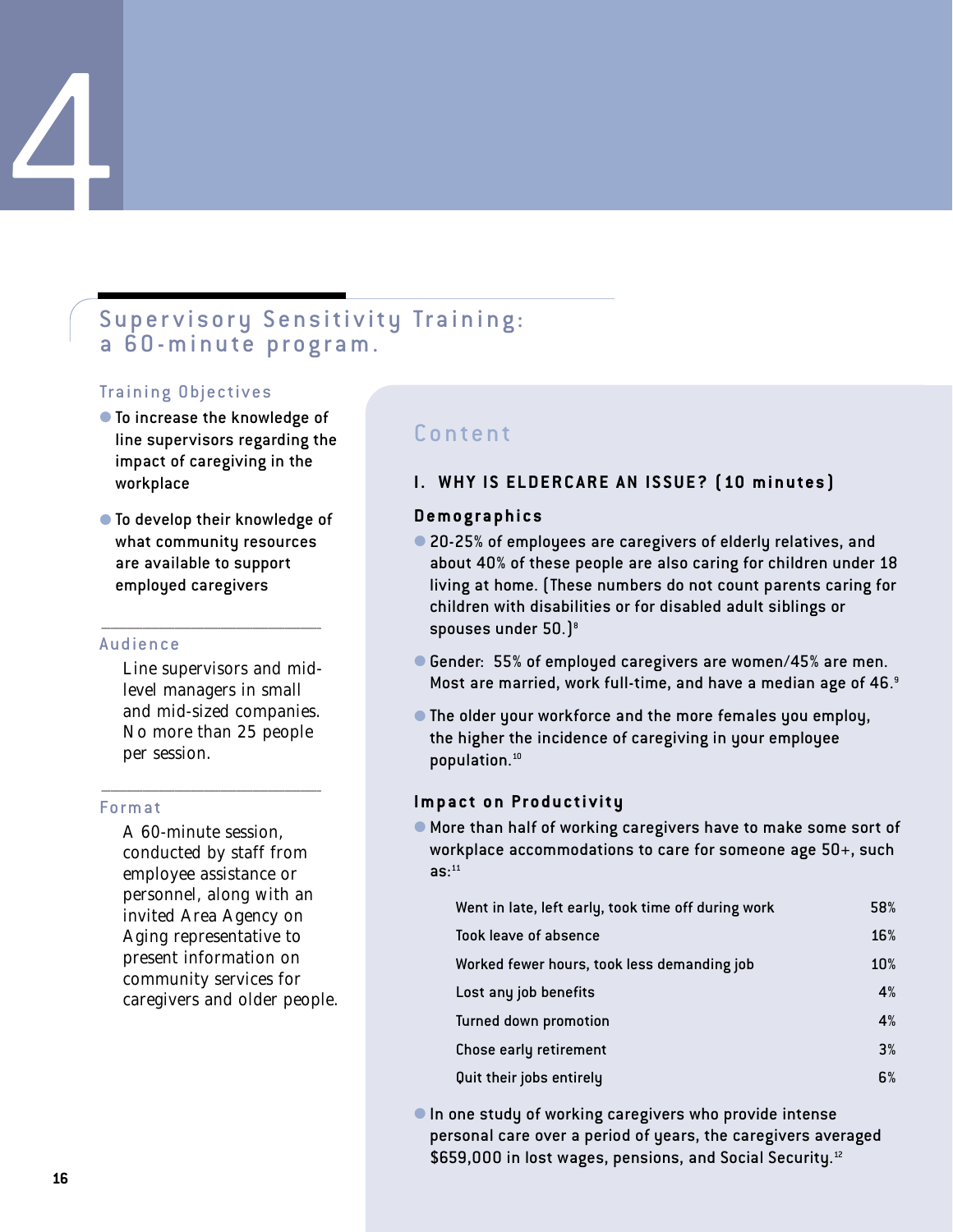# 4

## Supervisory Sensitivity Training: a 60-minute program.

### Training Objectives

- To increase the knowledge of line supervisors regarding the impact of caregiving in the workplace
- To develop their knowledge of what community resources are available to support employed caregivers

### Audience

Line supervisors and mid-level managers in small and mid-sized companies. No more than 25 people per session.

### Format

A 60-minute session, conducted by staff from employee assistance or personnel, along with an invited Area Agency on Aging representative to present information on community services for caregivers and older people.

## Content

### I. WHY IS ELDERCARE AN ISSUE? (10 minutes)

#### Demographics

- 20-25% of employees are caregivers of elderly relatives, and about 40% of these people are also caring for children under 18 living at home. (These numbers do not count parents caring for children with disabilities or for disabled adult siblings or spouses under 50.)[8]
- Gender: 55% of employed caregivers are women/45% are men. Most are married, work full-time, and have a median age of 46.[9]
- The older your workforce and the more females you employ, the higher the incidence of caregiving in your employee population.[10]

#### Impact on Productivity

- More than half of working caregivers have to make some sort of workplace accommodations to care for someone age 50+, such as:[11]

| | |
|---|---|
| Went in late, left early, took time off during work | 58% |
| Took leave of absence | 16% |
| Worked fewer hours, took less demanding job | 10% |
| Lost any job benefits | 4% |
| Turned down promotion | 4% |
| Chose early retirement | 3% |
| Quit their jobs entirely | 6% |

- In one study of working caregivers who provide intense personal care over a period of years, the caregivers averaged $659,000 in lost wages, pensions, and Social Security.[12]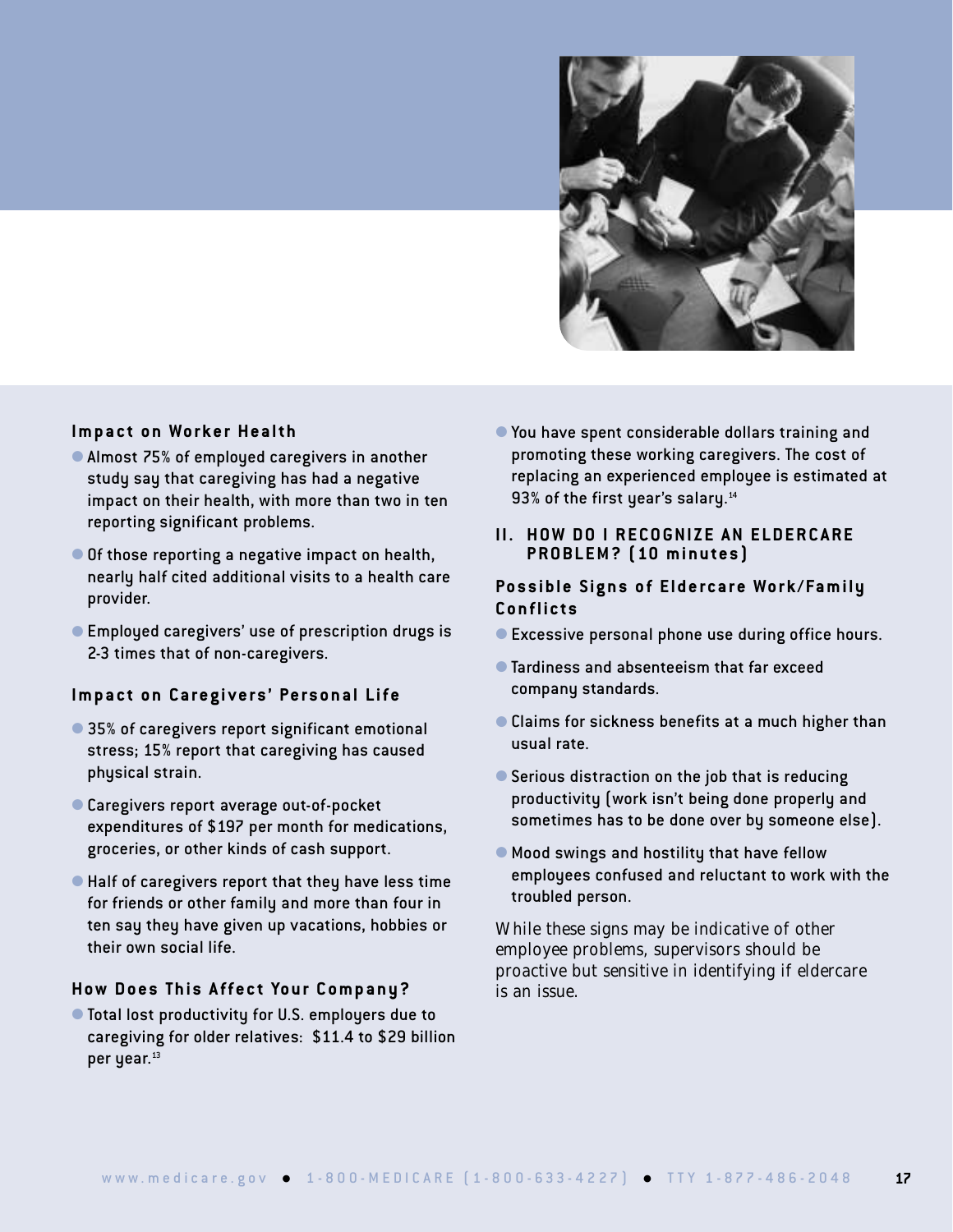### Impact on Worker Health

- Almost 75% of employed caregivers in another study say that caregiving has had a negative impact on their health, with more than two in ten reporting significant problems.
- Of those reporting a negative impact on health, nearly half cited additional visits to a health care provider.
- Employed caregivers' use of prescription drugs is 2-3 times that of non-caregivers.

### Impact on Caregivers' Personal Life

- 35% of caregivers report significant emotional stress; 15% report that caregiving has caused physical strain.
- Caregivers report average out-of-pocket expenditures of $197 per month for medications, groceries, or other kinds of cash support.
- Half of caregivers report that they have less time for friends or other family and more than four in ten say they have given up vacations, hobbies or their own social life.

### How Does This Affect Your Company?

- Total lost productivity for U.S. employers due to caregiving for older relatives: $11.4 to $29 billion per year.[13]
- You have spent considerable dollars training and promoting these working caregivers. The cost of replacing an experienced employee is estimated at 93% of the first year's salary.[14]

## II. HOW DO I RECOGNIZE AN ELDERCARE PROBLEM? (10 minutes)

### Possible Signs of Eldercare Work/Family Conflicts

- Excessive personal phone use during office hours.
- Tardiness and absenteeism that far exceed company standards.
- Claims for sickness benefits at a much higher than usual rate.
- Serious distraction on the job that is reducing productivity (work isn't being done properly and sometimes has to be done over by someone else).
- Mood swings and hostility that have fellow employees confused and reluctant to work with the troubled person.

While these signs may be indicative of other employee problems, supervisors should be proactive but sensitive in identifying if eldercare is an issue.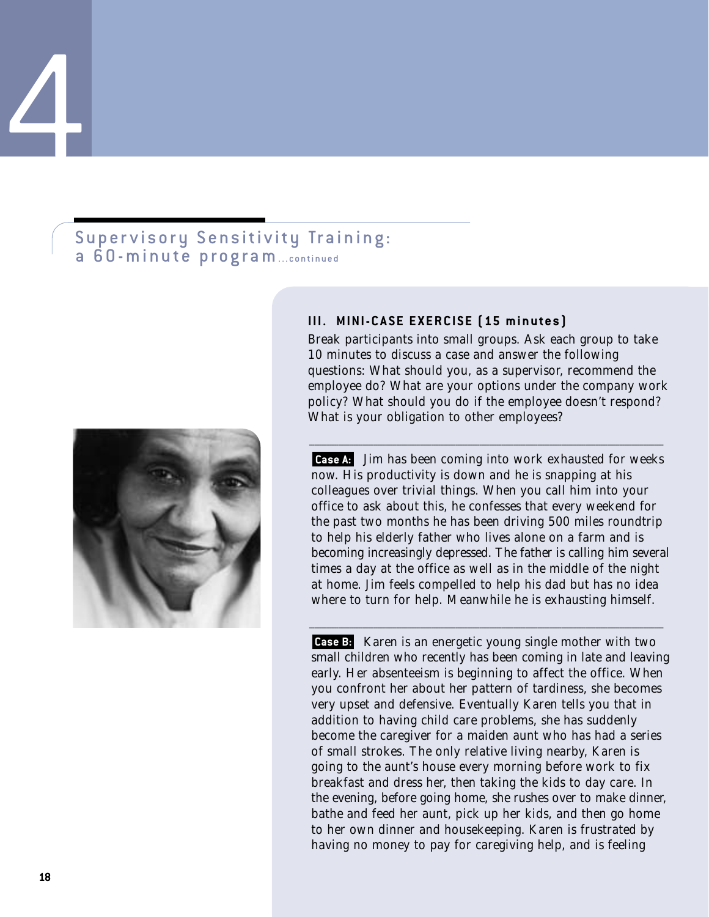## Supervisory Sensitivity Training: a 60-minute program...continued

### III. MINI-CASE EXERCISE (15 minutes)

Break participants into small groups. Ask each group to take 10 minutes to discuss a case and answer the following questions: What should you, as a supervisor, recommend the employee do? What are your options under the company work policy? What should you do if the employee doesn't respond? What is your obligation to other employees?

---

**Case A:** Jim has been coming into work exhausted for weeks now. His productivity is down and he is snapping at his colleagues over trivial things. When you call him into your office to ask about this, he confesses that every weekend for the past two months he has been driving 500 miles roundtrip to help his elderly father who lives alone on a farm and is becoming increasingly depressed. The father is calling him several times a day at the office as well as in the middle of the night at home. Jim feels compelled to help his dad but has no idea where to turn for help. Meanwhile he is exhausting himself.

---

**Case B:** Karen is an energetic young single mother with two small children who recently has been coming in late and leaving early. Her absenteeism is beginning to affect the office. When you confront her about her pattern of tardiness, she becomes very upset and defensive. Eventually Karen tells you that in addition to having child care problems, she has suddenly become the caregiver for a maiden aunt who has had a series of small strokes. The only relative living nearby, Karen is going to the aunt's house every morning before work to fix breakfast and dress her, then taking the kids to day care. In the evening, before going home, she rushes over to make dinner, bathe and feed her aunt, pick up her kids, and then go home to her own dinner and housekeeping. Karen is frustrated by having no money to pay for caregiving help, and is feeling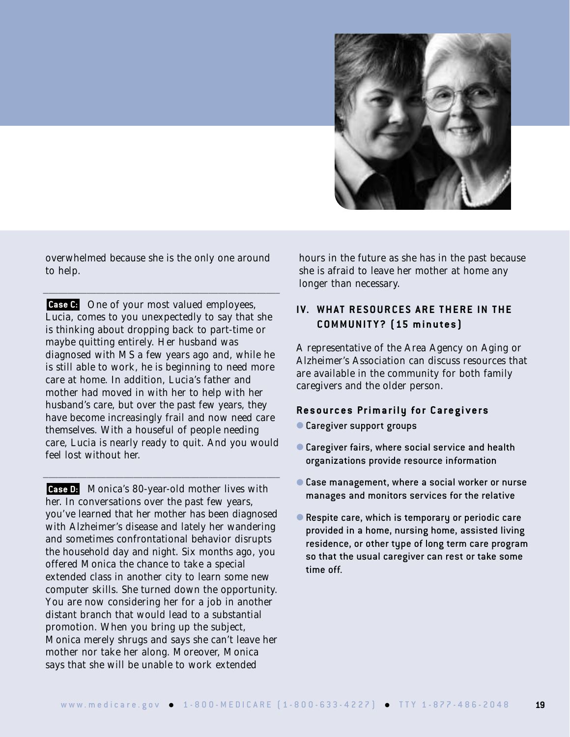overwhelmed because she is the only one around to help.

---

**Case C:** One of your most valued employees, Lucia, comes to you unexpectedly to say that she is thinking about dropping back to part-time or maybe quitting entirely. Her husband was diagnosed with MS a few years ago and, while he is still able to work, he is beginning to need more care at home. In addition, Lucia's father and mother had moved in with her to help with her husband's care, but over the past few years, they have become increasingly frail and now need care themselves. With a houseful of people needing care, Lucia is nearly ready to quit. And you would feel lost without her.

---

**Case D:** Monica's 80-year-old mother lives with her. In conversations over the past few years, you've learned that her mother has been diagnosed with Alzheimer's disease and lately her wandering and sometimes confrontational behavior disrupts the household day and night. Six months ago, you offered Monica the chance to take a special extended class in another city to learn some new computer skills. She turned down the opportunity. You are now considering her for a job in another distant branch that would lead to a substantial promotion. When you bring up the subject, Monica merely shrugs and says she can't leave her mother nor take her along. Moreover, Monica says that she will be unable to work extended hours in the future as she has in the past because she is afraid to leave her mother at home any longer than necessary.

## IV. WHAT RESOURCES ARE THERE IN THE COMMUNITY? (15 minutes)

A representative of the Area Agency on Aging or Alzheimer's Association can discuss resources that are available in the community for both family caregivers and the older person.

### Resources Primarily for Caregivers

- Caregiver support groups
- Caregiver fairs, where social service and health organizations provide resource information
- Case management, where a social worker or nurse manages and monitors services for the relative
- Respite care, which is temporary or periodic care provided in a home, nursing home, assisted living residence, or other type of long term care program so that the usual caregiver can rest or take some time off.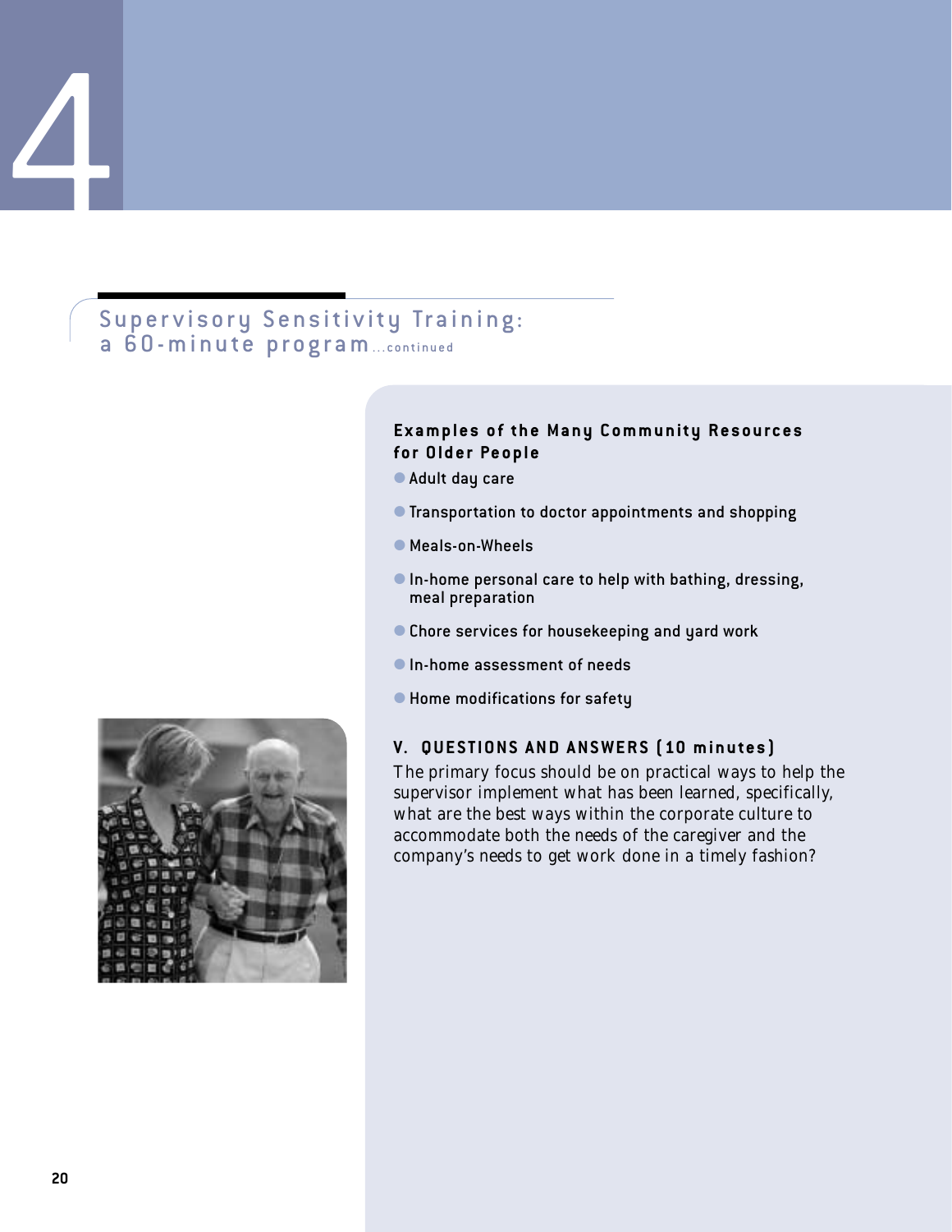## Supervisory Sensitivity Training: a 60-minute program...continued

### Examples of the Many Community Resources for Older People

- Adult day care
- Transportation to doctor appointments and shopping
- Meals-on-Wheels
- In-home personal care to help with bathing, dressing, meal preparation
- Chore services for housekeeping and yard work
- In-home assessment of needs
- Home modifications for safety

### V. QUESTIONS AND ANSWERS (10 minutes)

The primary focus should be on practical ways to help the supervisor implement what has been learned, specifically, what are the best ways within the corporate culture to accommodate both the needs of the caregiver and the company's needs to get work done in a timely fashion?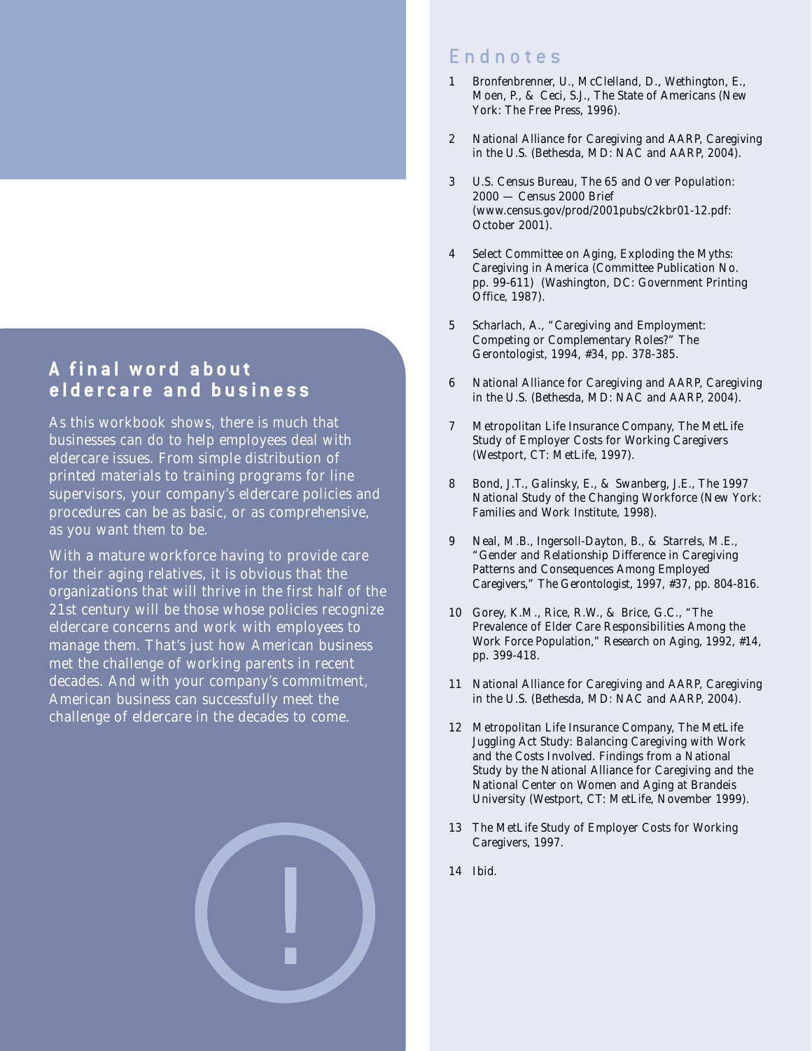## A final word about eldercare and business

As this workbook shows, there is much that businesses can do to help employees deal with eldercare issues. From simple distribution of printed materials to training programs for line supervisors, your company's eldercare policies and procedures can be as basic, or as comprehensive, as you want them to be.

With a mature workforce having to provide care for their aging relatives, it is obvious that the organizations that will thrive in the first half of the 21st century will be those whose policies recognize eldercare concerns and work with employees to manage them. That's just how American business met the challenge of working parents in recent decades. And with your company's commitment, American business can successfully meet the challenge of eldercare in the decades to come.

## Endnotes

1. Bronfenbrenner, U., McClelland, D., Wethington, E., Moen, P., & Ceci, S.J., The State of Americans (New York: The Free Press, 1996).
2. National Alliance for Caregiving and AARP, Caregiving in the U.S. (Bethesda, MD: NAC and AARP, 2004).
3. U.S. Census Bureau, The 65 and Over Population: 2000 — Census 2000 Brief (www.census.gov/prod/2001pubs/c2kbr01-12.pdf: October 2001).
4. Select Committee on Aging, Exploding the Myths: Caregiving in America (Committee Publication No. pp. 99-611) (Washington, DC: Government Printing Office, 1987).
5. Scharlach, A., "Caregiving and Employment: Competing or Complementary Roles?" The Gerontologist, 1994, #34, pp. 378-385.
6. National Alliance for Caregiving and AARP, Caregiving in the U.S. (Bethesda, MD: NAC and AARP, 2004).
7. Metropolitan Life Insurance Company, The MetLife Study of Employer Costs for Working Caregivers (Westport, CT: MetLife, 1997).
8. Bond, J.T., Galinsky, E., & Swanberg, J.E., The 1997 National Study of the Changing Workforce (New York: Families and Work Institute, 1998).
9. Neal, M.B., Ingersoll-Dayton, B., & Starrels, M.E., "Gender and Relationship Difference in Caregiving Patterns and Consequences Among Employed Caregivers," The Gerontologist, 1997, #37, pp. 804-816.
10. Gorey, K.M., Rice, R.W., & Brice, G.C., "The Prevalence of Elder Care Responsibilities Among the Work Force Population," Research on Aging, 1992, #14, pp. 399-418.
11. National Alliance for Caregiving and AARP, Caregiving in the U.S. (Bethesda, MD: NAC and AARP, 2004).
12. Metropolitan Life Insurance Company, The MetLife Juggling Act Study: Balancing Caregiving with Work and the Costs Involved. Findings from a National Study by the National Alliance for Caregiving and the National Center on Women and Aging at Brandeis University (Westport, CT: MetLife, November 1999).
13. The MetLife Study of Employer Costs for Working Caregivers, 1997.
14. Ibid.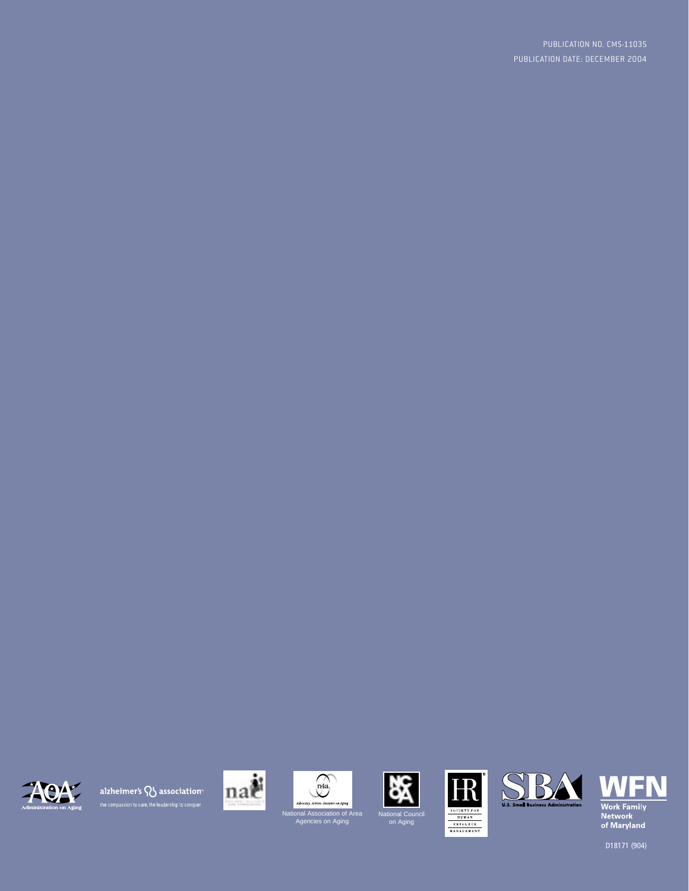PUBLICATION NO. CMS-11035
PUBLICATION DATE: DECEMBER 2004

Administration on Aging

alzheimer's association
the compassion to care, the leadership to conquer

National Association of Area Agencies on Aging

National Council on Aging

SOCIETY FOR HUMAN RESOURCE MANAGEMENT

U.S. Small Business Administration

Work Family Network of Maryland

D18171 (904)